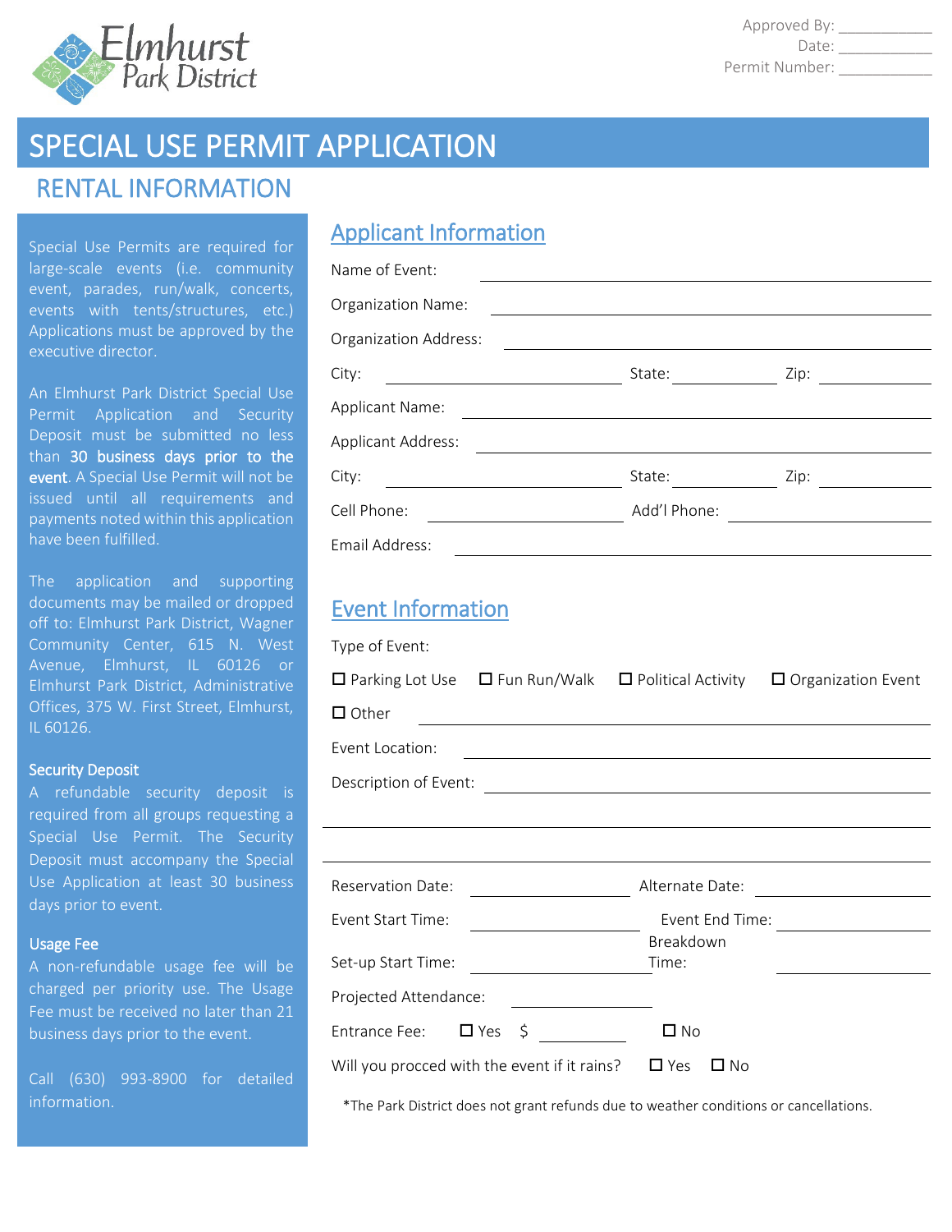Elmhurst Park District

Approved By: ___________
Date: ___________
Permit Number: ___________

# SPECIAL USE PERMIT APPLICATION

## RENTAL INFORMATION

Special Use Permits are required for large-scale events (i.e. community event, parades, run/walk, concerts, events with tents/structures, etc.) Applications must be approved by the executive director.

An Elmhurst Park District Special Use Permit Application and Security Deposit must be submitted no less than **30 business days prior to the event**. A Special Use Permit will not be issued until all requirements and payments noted within this application have been fulfilled.

The application and supporting documents may be mailed or dropped off to: Elmhurst Park District, Wagner Community Center, 615 N. West Avenue, Elmhurst, IL 60126 or Elmhurst Park District, Administrative Offices, 375 W. First Street, Elmhurst, IL 60126.

### Security Deposit

A refundable security deposit is required from all groups requesting a Special Use Permit. The Security Deposit must accompany the Special Use Application at least 30 business days prior to event.

### Usage Fee

A non-refundable usage fee will be charged per priority use. The Usage Fee must be received no later than 21 business days prior to the event.

Call (630) 993-8900 for detailed information.

### Applicant Information

Name of Event: ______________________________

Organization Name: ______________________________

Organization Address: ______________________________

City: ______________ State: __________ Zip: __________

Applicant Name: ______________________________

Applicant Address: ______________________________

City: ______________ State: __________ Zip: __________

Cell Phone: ______________ Add'l Phone: ______________

Email Address: ______________________________

### Event Information

Type of Event:

☐ Parking Lot Use ☐ Fun Run/Walk ☐ Political Activity ☐ Organization Event

☐ Other ______________________________

Event Location: ______________________________

Description of Event: ______________________________

______________________________

______________________________

Reservation Date: ______________ Alternate Date: ______________

Event Start Time: ______________ Event End Time: ______________

Set-up Start Time: ______________ Breakdown Time: ______________

Projected Attendance: ______________

Entrance Fee: ☐ Yes $ __________ ☐ No

Will you procced with the event if it rains? ☐ Yes ☐ No

*The Park District does not grant refunds due to weather conditions or cancellations.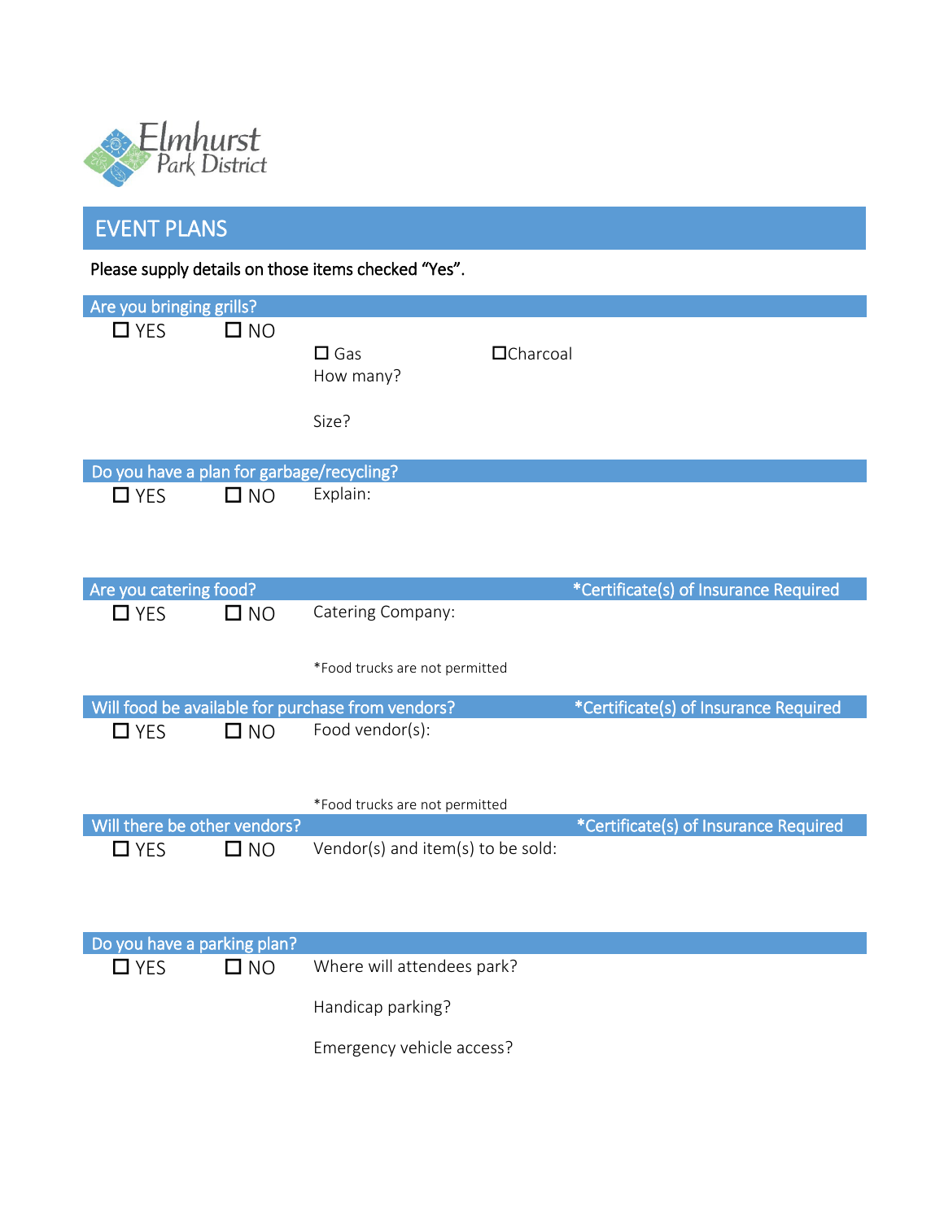Elmhurst Park District

# EVENT PLANS

Please supply details on those items checked "Yes".

## Are you bringing grills?

☐ YES ☐ NO

☐ Gas ☐Charcoal

How many?

Size?

## Do you have a plan for garbage/recycling?

☐ YES ☐ NO Explain:

## Are you catering food? *Certificate(s) of Insurance Required

☐ YES ☐ NO Catering Company:

*Food trucks are not permitted

## Will food be available for purchase from vendors? *Certificate(s) of Insurance Required

☐ YES ☐ NO Food vendor(s):

*Food trucks are not permitted

## Will there be other vendors? *Certificate(s) of Insurance Required

☐ YES ☐ NO Vendor(s) and item(s) to be sold:

## Do you have a parking plan?

☐ YES ☐ NO Where will attendees park?

Handicap parking?

Emergency vehicle access?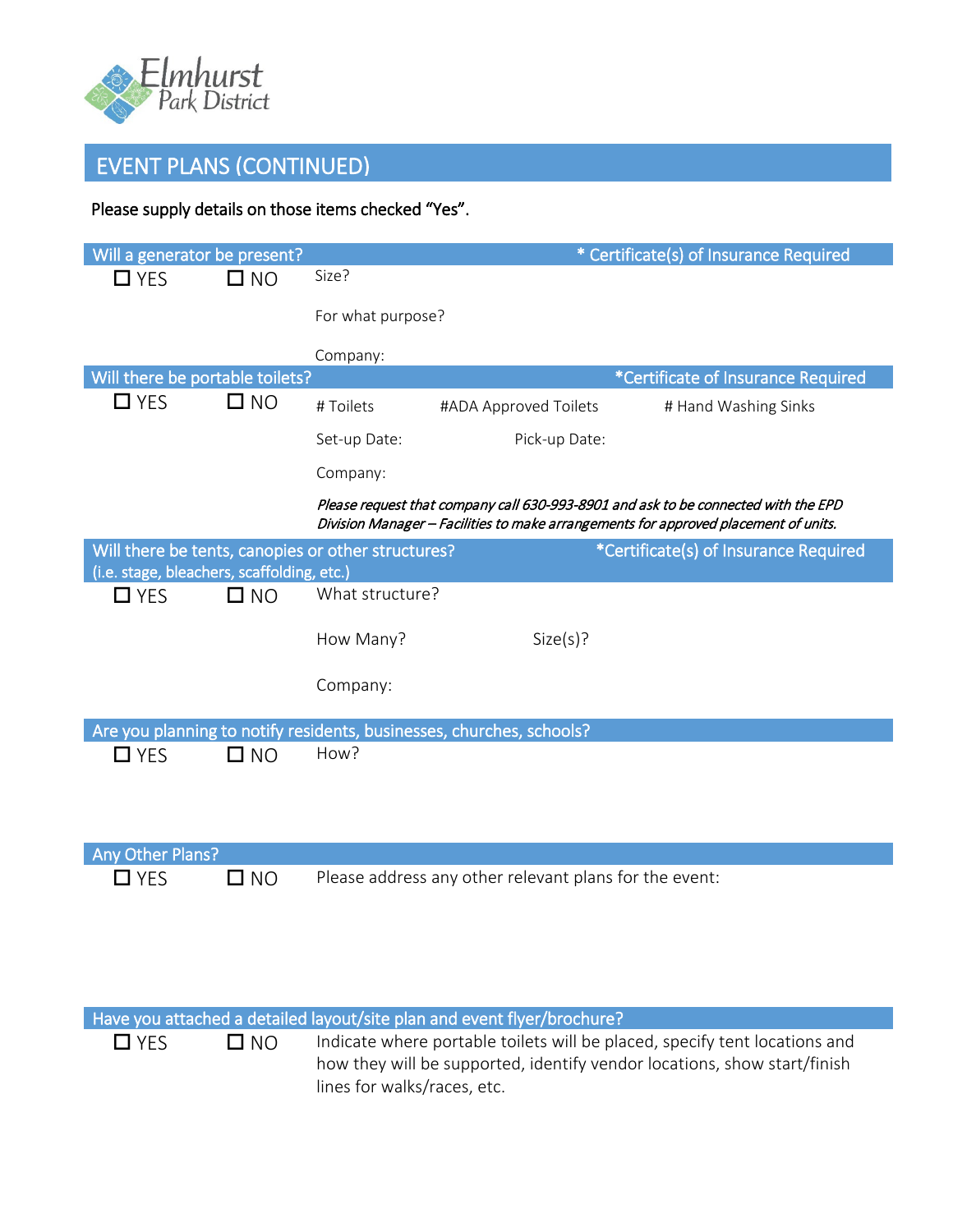## EVENT PLANS (CONTINUED)

Please supply details on those items checked "Yes".

### Will a generator be present? * Certificate(s) of Insurance Required

☐ YES ☐ NO

Size?

For what purpose?

Company:

### Will there be portable toilets? *Certificate of Insurance Required

☐ YES ☐ NO

# Toilets #ADA Approved Toilets # Hand Washing Sinks

Set-up Date: Pick-up Date:

Company:

*Please request that company call 630-993-8901 and ask to be connected with the EPD Division Manager – Facilities to make arrangements for approved placement of units.*

### Will there be tents, canopies or other structures? (i.e. stage, bleachers, scaffolding, etc.) *Certificate(s) of Insurance Required

☐ YES ☐ NO

What structure?

How Many? Size(s)?

Company:

### Are you planning to notify residents, businesses, churches, schools?

☐ YES ☐ NO

How?

### Any Other Plans?

☐ YES ☐ NO

Please address any other relevant plans for the event:

### Have you attached a detailed layout/site plan and event flyer/brochure?

☐ YES ☐ NO

Indicate where portable toilets will be placed, specify tent locations and how they will be supported, identify vendor locations, show start/finish lines for walks/races, etc.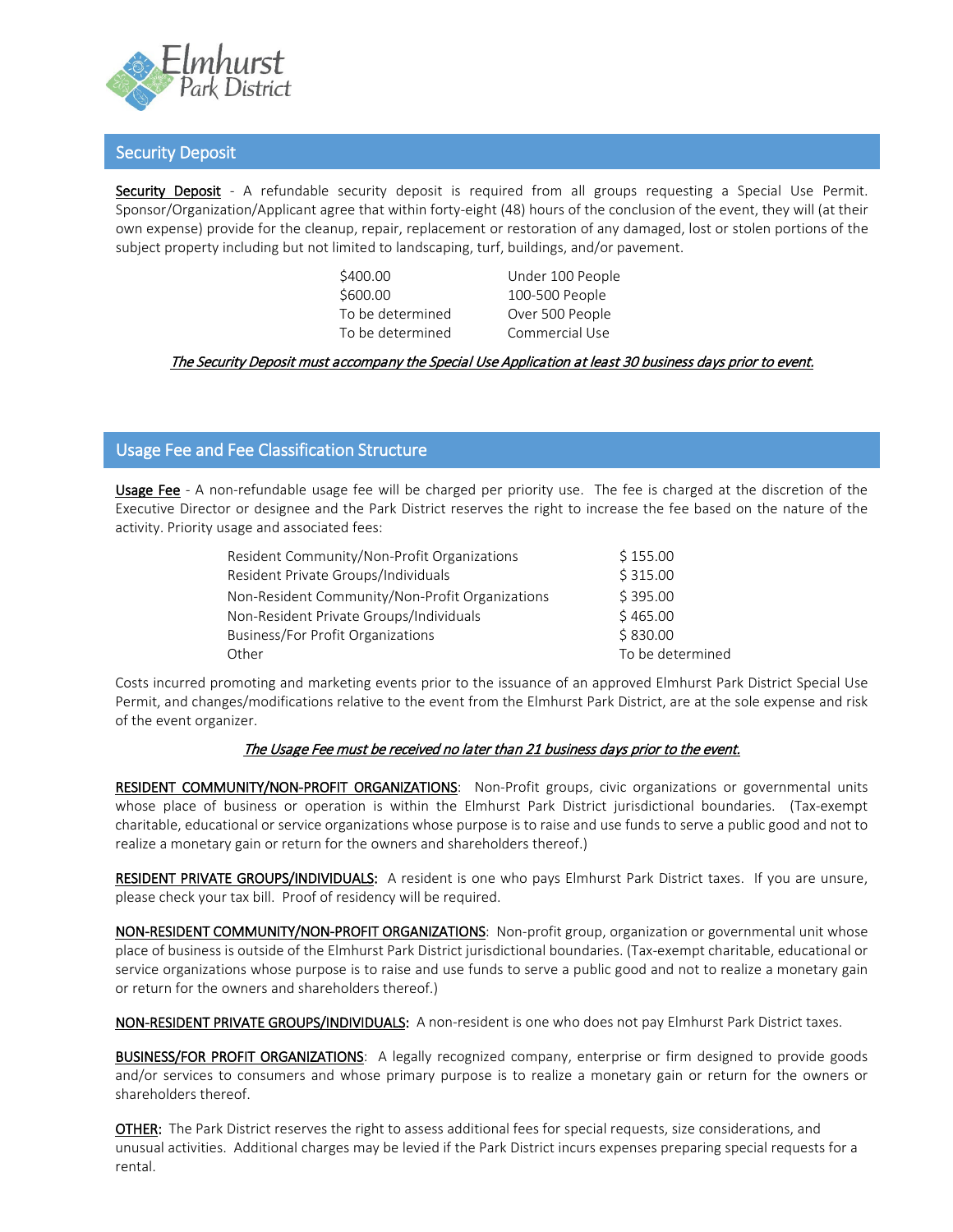## Security Deposit

**Security Deposit** - A refundable security deposit is required from all groups requesting a Special Use Permit. Sponsor/Organization/Applicant agree that within forty-eight (48) hours of the conclusion of the event, they will (at their own expense) provide for the cleanup, repair, replacement or restoration of any damaged, lost or stolen portions of the subject property including but not limited to landscaping, turf, buildings, and/or pavement.

| | |
|---|---|
| $400.00 | Under 100 People |
| $600.00 | 100-500 People |
| To be determined | Over 500 People |
| To be determined | Commercial Use |

*The Security Deposit must accompany the Special Use Application at least 30 business days prior to event.*

## Usage Fee and Fee Classification Structure

**Usage Fee** - A non-refundable usage fee will be charged per priority use. The fee is charged at the discretion of the Executive Director or designee and the Park District reserves the right to increase the fee based on the nature of the activity. Priority usage and associated fees:

| | |
|---|---|
| Resident Community/Non-Profit Organizations | $ 155.00 |
| Resident Private Groups/Individuals | $ 315.00 |
| Non-Resident Community/Non-Profit Organizations | $ 395.00 |
| Non-Resident Private Groups/Individuals | $ 465.00 |
| Business/For Profit Organizations | $ 830.00 |
| Other | To be determined |

Costs incurred promoting and marketing events prior to the issuance of an approved Elmhurst Park District Special Use Permit, and changes/modifications relative to the event from the Elmhurst Park District, are at the sole expense and risk of the event organizer.

*The Usage Fee must be received no later than 21 business days prior to the event.*

**RESIDENT COMMUNITY/NON-PROFIT ORGANIZATIONS**: Non-Profit groups, civic organizations or governmental units whose place of business or operation is within the Elmhurst Park District jurisdictional boundaries. (Tax-exempt charitable, educational or service organizations whose purpose is to raise and use funds to serve a public good and not to realize a monetary gain or return for the owners and shareholders thereof.)

**RESIDENT PRIVATE GROUPS/INDIVIDUALS:** A resident is one who pays Elmhurst Park District taxes. If you are unsure, please check your tax bill. Proof of residency will be required.

**NON-RESIDENT COMMUNITY/NON-PROFIT ORGANIZATIONS**: Non-profit group, organization or governmental unit whose place of business is outside of the Elmhurst Park District jurisdictional boundaries. (Tax-exempt charitable, educational or service organizations whose purpose is to raise and use funds to serve a public good and not to realize a monetary gain or return for the owners and shareholders thereof.)

**NON-RESIDENT PRIVATE GROUPS/INDIVIDUALS:** A non-resident is one who does not pay Elmhurst Park District taxes.

**BUSINESS/FOR PROFIT ORGANIZATIONS**: A legally recognized company, enterprise or firm designed to provide goods and/or services to consumers and whose primary purpose is to realize a monetary gain or return for the owners or shareholders thereof.

**OTHER:** The Park District reserves the right to assess additional fees for special requests, size considerations, and unusual activities. Additional charges may be levied if the Park District incurs expenses preparing special requests for a rental.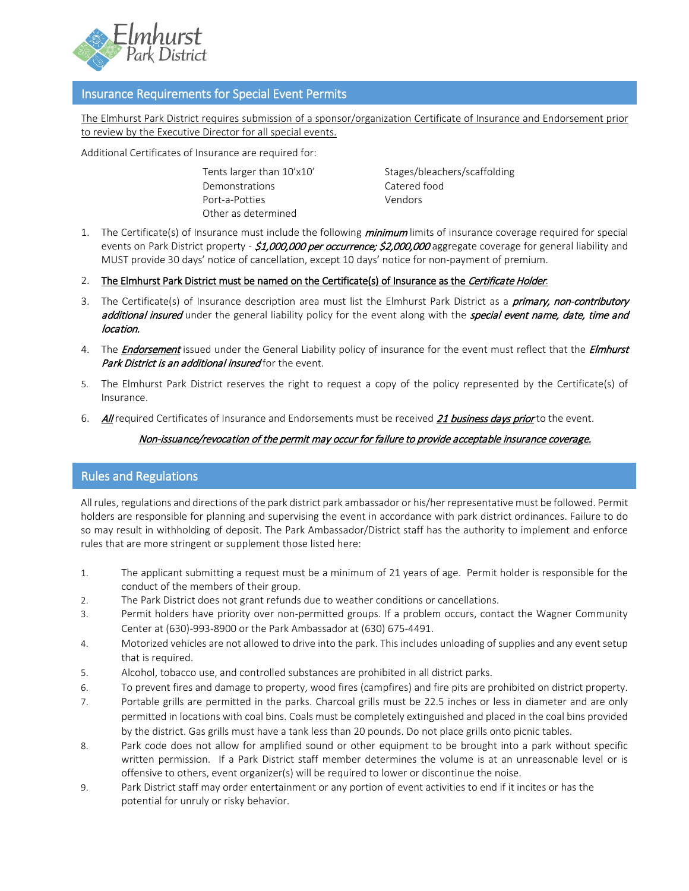## Insurance Requirements for Special Event Permits

The Elmhurst Park District requires submission of a sponsor/organization Certificate of Insurance and Endorsement prior to review by the Executive Director for all special events.

Additional Certificates of Insurance are required for:

- Tents larger than 10'x10'
- Demonstrations
- Port-a-Potties
- Other as determined
- Stages/bleachers/scaffolding
- Catered food
- Vendors

1. The Certificate(s) of Insurance must include the following ***minimum*** limits of insurance coverage required for special events on Park District property - ***$1,000,000 per occurrence; $2,000,000*** aggregate coverage for general liability and MUST provide 30 days' notice of cancellation, except 10 days' notice for non-payment of premium.
2. **The Elmhurst Park District must be named on the Certificate(s) of Insurance as the *Certificate Holder*.**
3. The Certificate(s) of Insurance description area must list the Elmhurst Park District as a ***primary, non-contributory additional insured*** under the general liability policy for the event along with the ***special event name, date, time and location.***
4. The ***Endorsement*** issued under the General Liability policy of insurance for the event must reflect that the ***Elmhurst Park District is an additional insured*** for the event.
5. The Elmhurst Park District reserves the right to request a copy of the policy represented by the Certificate(s) of Insurance.
6. ***All*** required Certificates of Insurance and Endorsements must be received ***21 business days prior*** to the event.

***Non-issuance/revocation of the permit may occur for failure to provide acceptable insurance coverage.***

## Rules and Regulations

All rules, regulations and directions of the park district park ambassador or his/her representative must be followed. Permit holders are responsible for planning and supervising the event in accordance with park district ordinances. Failure to do so may result in withholding of deposit. The Park Ambassador/District staff has the authority to implement and enforce rules that are more stringent or supplement those listed here:

1. The applicant submitting a request must be a minimum of 21 years of age. Permit holder is responsible for the conduct of the members of their group.
2. The Park District does not grant refunds due to weather conditions or cancellations.
3. Permit holders have priority over non-permitted groups. If a problem occurs, contact the Wagner Community Center at (630)-993-8900 or the Park Ambassador at (630) 675-4491.
4. Motorized vehicles are not allowed to drive into the park. This includes unloading of supplies and any event setup that is required.
5. Alcohol, tobacco use, and controlled substances are prohibited in all district parks.
6. To prevent fires and damage to property, wood fires (campfires) and fire pits are prohibited on district property.
7. Portable grills are permitted in the parks. Charcoal grills must be 22.5 inches or less in diameter and are only permitted in locations with coal bins. Coals must be completely extinguished and placed in the coal bins provided by the district. Gas grills must have a tank less than 20 pounds. Do not place grills onto picnic tables.
8. Park code does not allow for amplified sound or other equipment to be brought into a park without specific written permission. If a Park District staff member determines the volume is at an unreasonable level or is offensive to others, event organizer(s) will be required to lower or discontinue the noise.
9. Park District staff may order entertainment or any portion of event activities to end if it incites or has the potential for unruly or risky behavior.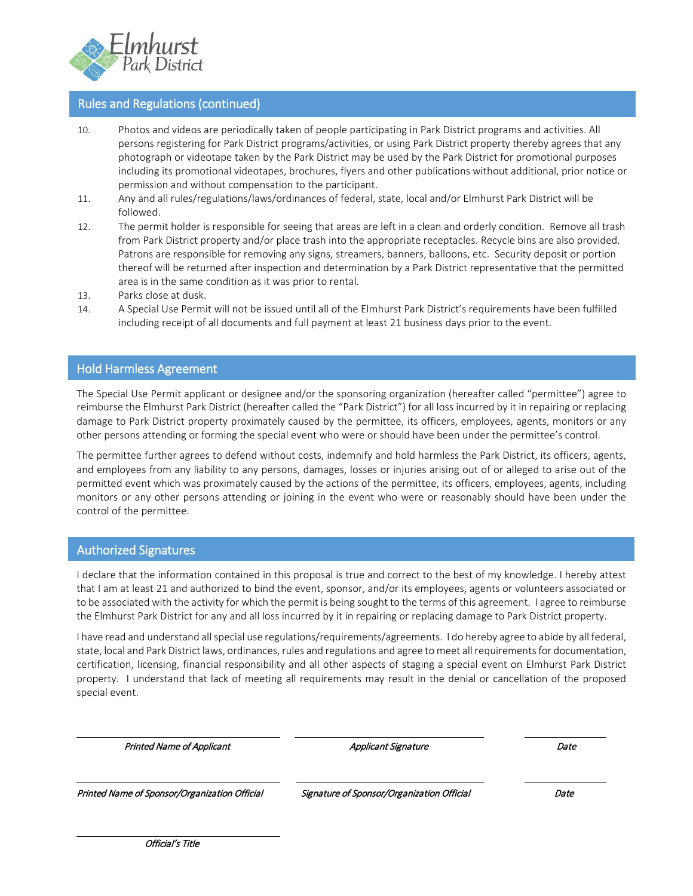Elmhurst Park District

## Rules and Regulations (continued)

10. Photos and videos are periodically taken of people participating in Park District programs and activities. All persons registering for Park District programs/activities, or using Park District property thereby agrees that any photograph or videotape taken by the Park District may be used by the Park District for promotional purposes including its promotional videotapes, brochures, flyers and other publications without additional, prior notice or permission and without compensation to the participant.
11. Any and all rules/regulations/laws/ordinances of federal, state, local and/or Elmhurst Park District will be followed.
12. The permit holder is responsible for seeing that areas are left in a clean and orderly condition. Remove all trash from Park District property and/or place trash into the appropriate receptacles. Recycle bins are also provided. Patrons are responsible for removing any signs, streamers, banners, balloons, etc. Security deposit or portion thereof will be returned after inspection and determination by a Park District representative that the permitted area is in the same condition as it was prior to rental.
13. Parks close at dusk.
14. A Special Use Permit will not be issued until all of the Elmhurst Park District's requirements have been fulfilled including receipt of all documents and full payment at least 21 business days prior to the event.

## Hold Harmless Agreement

The Special Use Permit applicant or designee and/or the sponsoring organization (hereafter called "permittee") agree to reimburse the Elmhurst Park District (hereafter called the "Park District") for all loss incurred by it in repairing or replacing damage to Park District property proximately caused by the permittee, its officers, employees, agents, monitors or any other persons attending or forming the special event who were or should have been under the permittee's control.

The permittee further agrees to defend without costs, indemnify and hold harmless the Park District, its officers, agents, and employees from any liability to any persons, damages, losses or injuries arising out of or alleged to arise out of the permitted event which was proximately caused by the actions of the permittee, its officers, employees, agents, including monitors or any other persons attending or joining in the event who were or reasonably should have been under the control of the permittee.

## Authorized Signatures

I declare that the information contained in this proposal is true and correct to the best of my knowledge. I hereby attest that I am at least 21 and authorized to bind the event, sponsor, and/or its employees, agents or volunteers associated or to be associated with the activity for which the permit is being sought to the terms of this agreement. I agree to reimburse the Elmhurst Park District for any and all loss incurred by it in repairing or replacing damage to Park District property.

I have read and understand all special use regulations/requirements/agreements. I do hereby agree to abide by all federal, state, local and Park District laws, ordinances, rules and regulations and agree to meet all requirements for documentation, certification, licensing, financial responsibility and all other aspects of staging a special event on Elmhurst Park District property. I understand that lack of meeting all requirements may result in the denial or cancellation of the proposed special event.

\_\_\_\_\_\_\_\_\_\_\_\_\_\_\_\_\_\_\_\_\_\_\_\_\_\_\_\_ \_\_\_\_\_\_\_\_\_\_\_\_\_\_\_\_\_\_\_\_\_\_\_\_\_\_\_\_ \_\_\_\_\_\_\_\_\_\_\_\_

*Printed Name of Applicant* *Applicant Signature* *Date*

\_\_\_\_\_\_\_\_\_\_\_\_\_\_\_\_\_\_\_\_\_\_\_\_\_\_\_\_ \_\_\_\_\_\_\_\_\_\_\_\_\_\_\_\_\_\_\_\_\_\_\_\_\_\_\_\_ \_\_\_\_\_\_\_\_\_\_\_\_

*Printed Name of Sponsor/Organization Official* *Signature of Sponsor/Organization Official* *Date*

\_\_\_\_\_\_\_\_\_\_\_\_\_\_\_\_\_\_\_\_\_\_\_\_\_\_\_\_

*Official's Title*